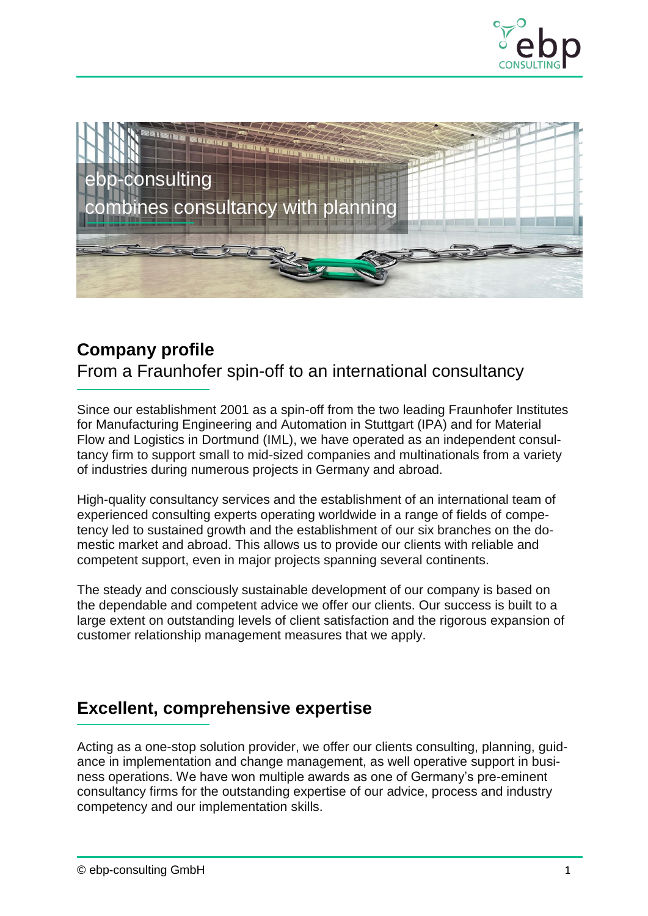ebp-consulting

combines consultancy with planning

## Company profile

From a Fraunhofer spin-off to an international consultancy

Since our establishment 2001 as a spin-off from the two leading Fraunhofer Institutes for Manufacturing Engineering and Automation in Stuttgart (IPA) and for Material Flow and Logistics in Dortmund (IML), we have operated as an independent consultancy firm to support small to mid-sized companies and multinationals from a variety of industries during numerous projects in Germany and abroad.

High-quality consultancy services and the establishment of an international team of experienced consulting experts operating worldwide in a range of fields of competency led to sustained growth and the establishment of our six branches on the domestic market and abroad. This allows us to provide our clients with reliable and competent support, even in major projects spanning several continents.

The steady and consciously sustainable development of our company is based on the dependable and competent advice we offer our clients. Our success is built to a large extent on outstanding levels of client satisfaction and the rigorous expansion of customer relationship management measures that we apply.

## Excellent, comprehensive expertise

Acting as a one-stop solution provider, we offer our clients consulting, planning, guidance in implementation and change management, as well operative support in business operations. We have won multiple awards as one of Germany's pre-eminent consultancy firms for the outstanding expertise of our advice, process and industry competency and our implementation skills.

© ebp-consulting GmbH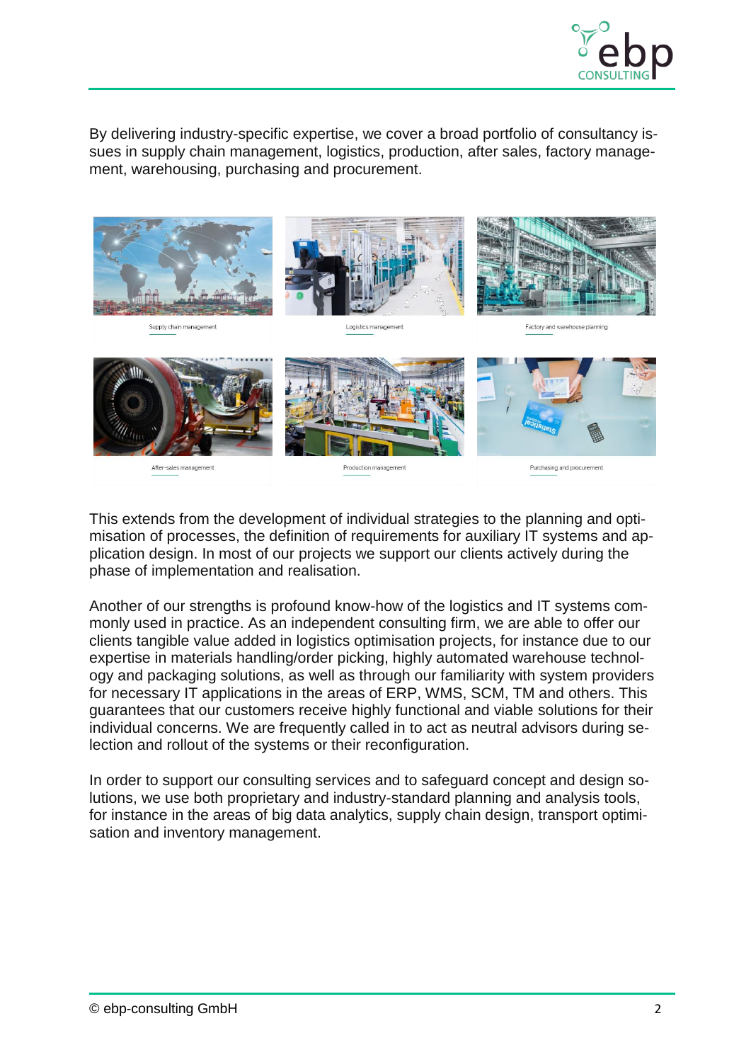By delivering industry-specific expertise, we cover a broad portfolio of consultancy issues in supply chain management, logistics, production, after sales, factory management, warehousing, purchasing and procurement.

Supply chain management

Logistics management

Factory and warehouse planning

After-sales management

Production management

Purchasing and procurement

This extends from the development of individual strategies to the planning and optimisation of processes, the definition of requirements for auxiliary IT systems and application design. In most of our projects we support our clients actively during the phase of implementation and realisation.

Another of our strengths is profound know-how of the logistics and IT systems commonly used in practice. As an independent consulting firm, we are able to offer our clients tangible value added in logistics optimisation projects, for instance due to our expertise in materials handling/order picking, highly automated warehouse technology and packaging solutions, as well as through our familiarity with system providers for necessary IT applications in the areas of ERP, WMS, SCM, TM and others. This guarantees that our customers receive highly functional and viable solutions for their individual concerns. We are frequently called in to act as neutral advisors during selection and rollout of the systems or their reconfiguration.

In order to support our consulting services and to safeguard concept and design solutions, we use both proprietary and industry-standard planning and analysis tools, for instance in the areas of big data analytics, supply chain design, transport optimisation and inventory management.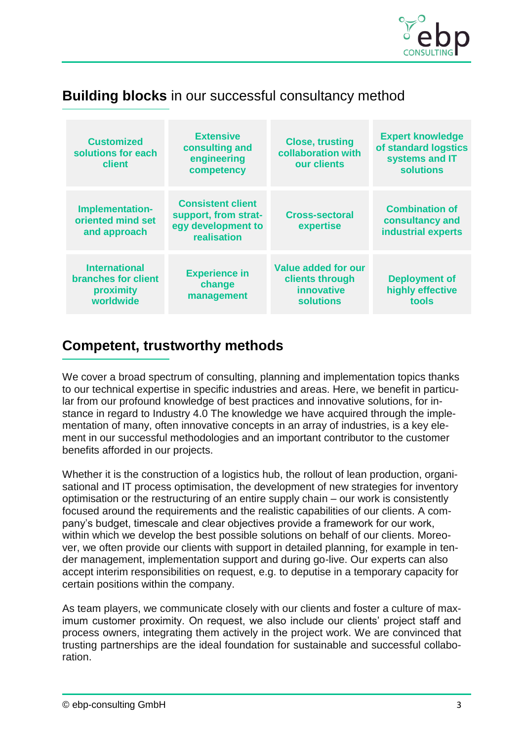## **Building blocks** in our successful consultancy method

| | | | |
|---|---|---|---|
| **Customized solutions for each client** | **Extensive consulting and engineering competency** | **Close, trusting collaboration with our clients** | **Expert knowledge of standard logstics systems and IT solutions** |
| **Implementation-oriented mind set and approach** | **Consistent client support, from strategy development to realisation** | **Cross-sectoral expertise** | **Combination of consultancy and industrial experts** |
| **International branches for client proximity worldwide** | **Experience in change management** | **Value added for our clients through innovative solutions** | **Deployment of highly effective tools** |

## Competent, trustworthy methods

We cover a broad spectrum of consulting, planning and implementation topics thanks to our technical expertise in specific industries and areas. Here, we benefit in particular from our profound knowledge of best practices and innovative solutions, for instance in regard to Industry 4.0 The knowledge we have acquired through the implementation of many, often innovative concepts in an array of industries, is a key element in our successful methodologies and an important contributor to the customer benefits afforded in our projects.

Whether it is the construction of a logistics hub, the rollout of lean production, organisational and IT process optimisation, the development of new strategies for inventory optimisation or the restructuring of an entire supply chain – our work is consistently focused around the requirements and the realistic capabilities of our clients. A company's budget, timescale and clear objectives provide a framework for our work, within which we develop the best possible solutions on behalf of our clients. Moreover, we often provide our clients with support in detailed planning, for example in tender management, implementation support and during go-live. Our experts can also accept interim responsibilities on request, e.g. to deputise in a temporary capacity for certain positions within the company.

As team players, we communicate closely with our clients and foster a culture of maximum customer proximity. On request, we also include our clients' project staff and process owners, integrating them actively in the project work. We are convinced that trusting partnerships are the ideal foundation for sustainable and successful collaboration.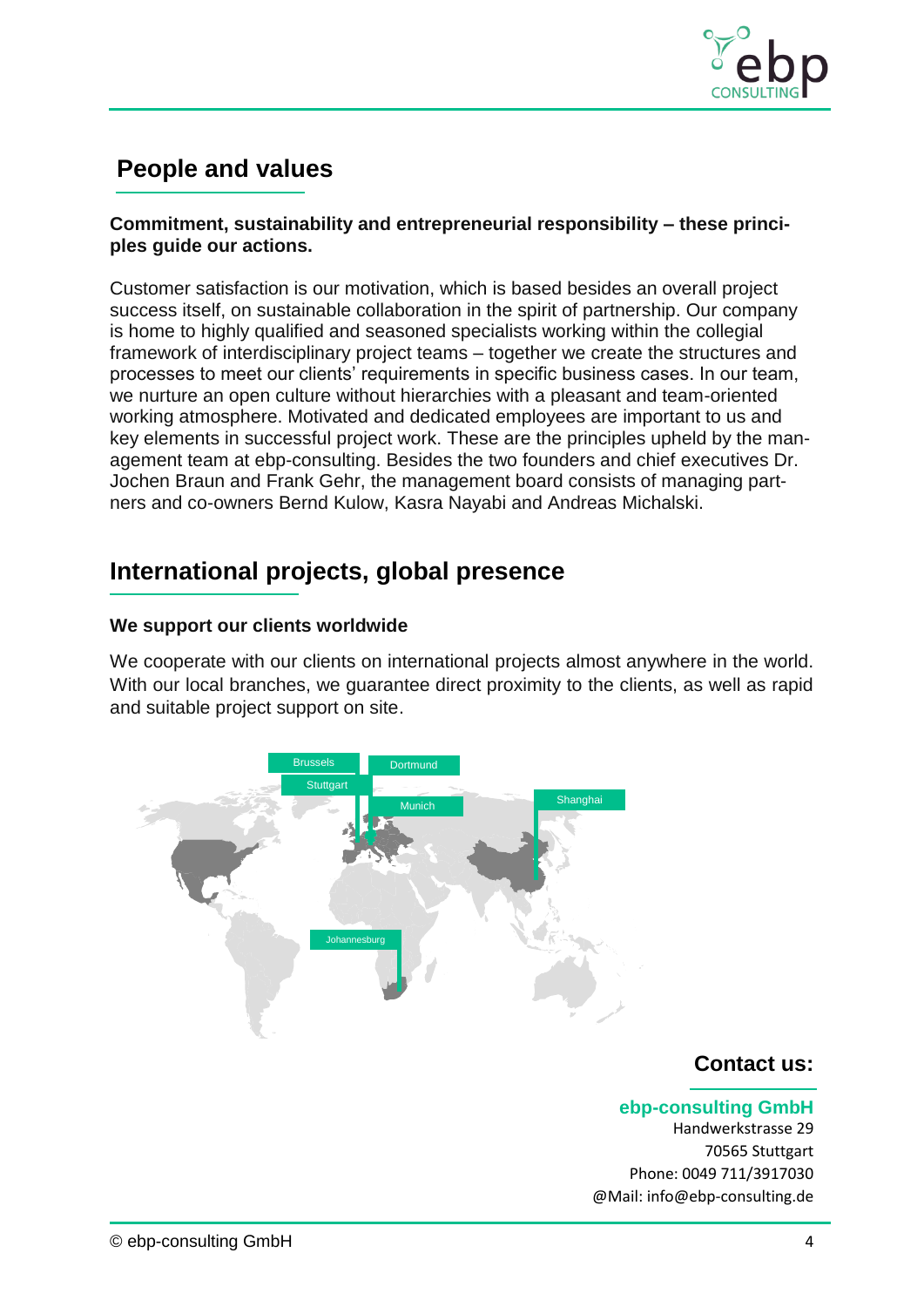## People and values

**Commitment, sustainability and entrepreneurial responsibility – these principles guide our actions.**

Customer satisfaction is our motivation, which is based besides an overall project success itself, on sustainable collaboration in the spirit of partnership. Our company is home to highly qualified and seasoned specialists working within the collegial framework of interdisciplinary project teams – together we create the structures and processes to meet our clients' requirements in specific business cases. In our team, we nurture an open culture without hierarchies with a pleasant and team-oriented working atmosphere. Motivated and dedicated employees are important to us and key elements in successful project work. These are the principles upheld by the management team at ebp-consulting. Besides the two founders and chief executives Dr. Jochen Braun and Frank Gehr, the management board consists of managing partners and co-owners Bernd Kulow, Kasra Nayabi and Andreas Michalski.

## International projects, global presence

**We support our clients worldwide**

We cooperate with our clients on international projects almost anywhere in the world. With our local branches, we guarantee direct proximity to the clients, as well as rapid and suitable project support on site.

Brussels
Dortmund
Stuttgart
Munich
Shanghai
Johannesburg

## Contact us:

**ebp-consulting GmbH**
Handwerkstrasse 29
70565 Stuttgart
Phone: 0049 711/3917030
@Mail: info@ebp-consulting.de

© ebp-consulting GmbH